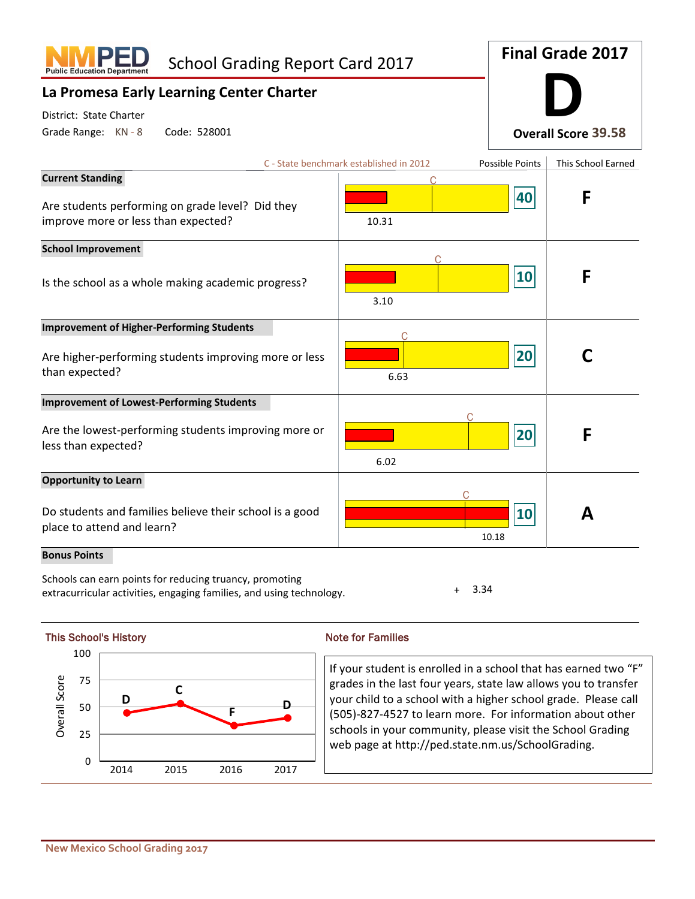NMPED Public Education Department

# School Grading Report Card 2017

## La Promesa Early Learning Center Charter

District: State Charter

Grade Range: KN - 8 Code: 528001

**Final Grade 2017**

# D

**Overall Score 39.58**

C - State benchmark established in 2012

| Category | Score | Possible Points | This School Earned |
|---|---|---|---|
| **Current Standing**<br>Are students performing on grade level? Did they improve more or less than expected? | 10.31 | 40 | F |
| **School Improvement**<br>Is the school as a whole making academic progress? | 3.10 | 10 | F |
| **Improvement of Higher-Performing Students**<br>Are higher-performing students improving more or less than expected? | 6.63 | 20 | C |
| **Improvement of Lowest-Performing Students**<br>Are the lowest-performing students improving more or less than expected? | 6.02 | 20 | F |
| **Opportunity to Learn**<br>Do students and families believe their school is a good place to attend and learn? | 10.18 | 10 | A |

**Bonus Points**

Schools can earn points for reducing truancy, promoting extracurricular activities, engaging families, and using technology. + 3.34

### This School's History

| Year | Grade |
|---|---|
| 2014 | D |
| 2015 | C |
| 2016 | F |
| 2017 | D |

### Note for Families

If your student is enrolled in a school that has earned two "F" grades in the last four years, state law allows you to transfer your child to a school with a higher school grade. Please call (505)-827-4527 to learn more. For information about other schools in your community, please visit the School Grading web page at http://ped.state.nm.us/SchoolGrading.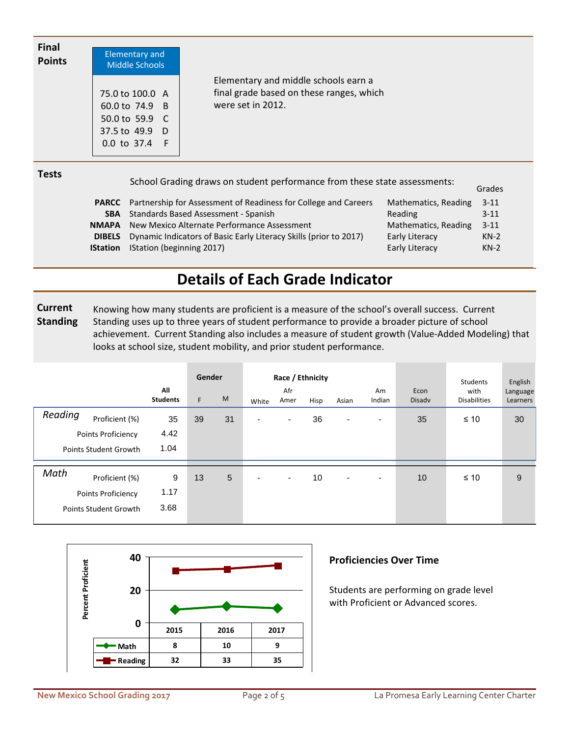**Final Points**

| Elementary and Middle Schools | |
|---|---|
| 75.0 to 100.0 | A |
| 60.0 to 74.9 | B |
| 50.0 to 59.9 | C |
| 37.5 to 49.9 | D |
| 0.0 to 37.4 | F |

Elementary and middle schools earn a final grade based on these ranges, which were set in 2012.

**Tests**

School Grading draws on student performance from these state assessments:

| | | | Grades |
|---|---|---|---|
| **PARCC** | Partnership for Assessment of Readiness for College and Careers | Mathematics, Reading | 3-11 |
| **SBA** | Standards Based Assessment - Spanish | Reading | 3-11 |
| **NMAPA** | New Mexico Alternate Performance Assessment | Mathematics, Reading | 3-11 |
| **DIBELS** | Dynamic Indicators of Basic Early Literacy Skills (prior to 2017) | Early Literacy | KN-2 |
| **IStation** | IStation (beginning 2017) | Early Literacy | KN-2 |

# Details of Each Grade Indicator

**Current Standing**

Knowing how many students are proficient is a measure of the school's overall success. Current Standing uses up to three years of student performance to provide a broader picture of school achievement. Current Standing also includes a measure of student growth (Value-Added Modeling) that looks at school size, student mobility, and prior student performance.

| | | All Students | Gender | | Race / Ethnicity | | | | | Econ Disadv | Students with Disabilities | English Language Learners |
|---|---|---|---|---|---|---|---|---|---|---|---|---|
| | | | F | M | White | Afr Amer | Hisp | Asian | Am Indian | | | |
| *Reading* | Proficient (%) | 35 | 39 | 31 | - | - | 36 | - | - | 35 | ≤ 10 | 30 |
| | Points Proficiency | 4.42 | | | | | | | | | | |
| | Points Student Growth | 1.04 | | | | | | | | | | |
| *Math* | Proficient (%) | 9 | 13 | 5 | - | - | 10 | - | - | 10 | ≤ 10 | 9 |
| | Points Proficiency | 1.17 | | | | | | | | | | |
| | Points Student Growth | 3.68 | | | | | | | | | | |

Percent Proficient

| | 2015 | 2016 | 2017 |
|---|---|---|---|
| Math | 8 | 10 | 9 |
| Reading | 32 | 33 | 35 |

**Proficiencies Over Time**

Students are performing on grade level with Proficient or Advanced scores.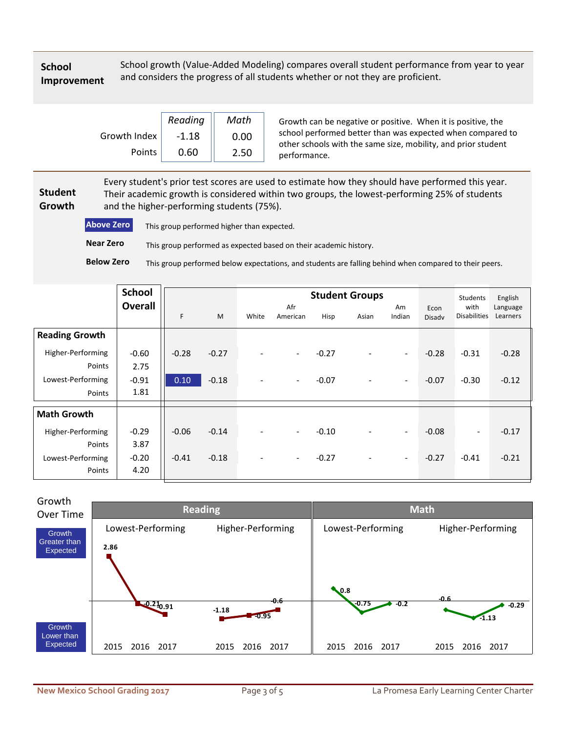## School Improvement

School growth (Value-Added Modeling) compares overall student performance from year to year and considers the progress of all students whether or not they are proficient.

| | Reading | Math |
|---|---|---|
| Growth Index | -1.18 | 0.00 |
| Points | 0.60 | 2.50 |

Growth can be negative or positive. When it is positive, the school performed better than was expected when compared to other schools with the same size, mobility, and prior student performance.

## Student Growth

Every student's prior test scores are used to estimate how they should have performed this year. Their academic growth is considered within two groups, the lowest-performing 25% of students and the higher-performing students (75%).

**Above Zero** This group performed higher than expected.

**Near Zero** This group performed as expected based on their academic history.

**Below Zero** This group performed below expectations, and students are falling behind when compared to their peers.

| | School Overall | F | M | White | Afr American | Hisp | Asian | Am Indian | Econ Disadv | Students with Disabilities | English Language Learners |
|---|---|---|---|---|---|---|---|---|---|---|---|
| **Reading Growth** | | | | | | | | | | | |
| Higher-Performing | -0.60 | -0.28 | -0.27 | - | - | -0.27 | - | - | -0.28 | -0.31 | -0.28 |
| Points | 2.75 | | | | | | | | | | |
| Lowest-Performing | -0.91 | 0.10 | -0.18 | - | - | -0.07 | - | - | -0.07 | -0.30 | -0.12 |
| Points | 1.81 | | | | | | | | | | |
| **Math Growth** | | | | | | | | | | | |
| Higher-Performing | -0.29 | -0.06 | -0.14 | - | - | -0.10 | - | - | -0.08 | - | -0.17 |
| Points | 3.87 | | | | | | | | | | |
| Lowest-Performing | -0.20 | -0.41 | -0.18 | - | - | -0.27 | - | - | -0.27 | -0.41 | -0.21 |
| Points | 4.20 | | | | | | | | | | |

## Growth Over Time

Growth Greater than Expected / Growth Lower than Expected

| | Reading Lowest-Performing | Reading Higher-Performing | Math Lowest-Performing | Math Higher-Performing |
|---|---|---|---|---|
| 2015 | 2.86 | -1.18 | 0.8 | -0.6 |
| 2016 | -0.21 | -0.95 | -0.75 | -1.13 |
| 2017 | -0.91 | -0.6 | -0.2 | -0.29 |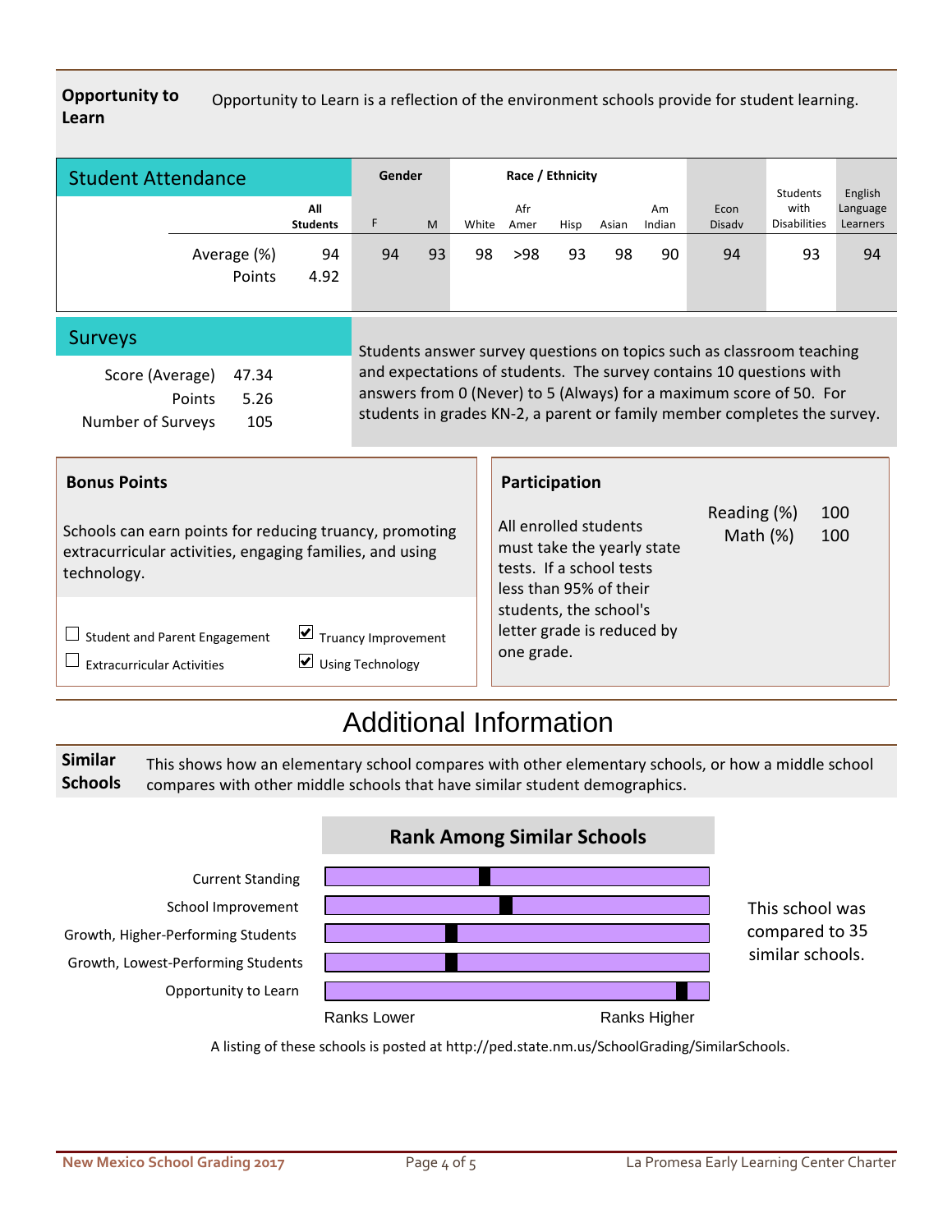**Opportunity to Learn**

Opportunity to Learn is a reflection of the environment schools provide for student learning.

## Student Attendance

| | All Students | Gender | | Race / Ethnicity | | | | | Econ Disadv | Students with Disabilities | English Language Learners |
|---|---|---|---|---|---|---|---|---|---|---|---|
| | | F | M | White | Afr Amer | Hisp | Asian | Am Indian | | | |
| Average (%) | 94 | 94 | 93 | 98 | >98 | 93 | 98 | 90 | 94 | 93 | 94 |
| Points | 4.92 | | | | | | | | | | |

## Surveys

| | |
|---|---|
| Score (Average) | 47.34 |
| Points | 5.26 |
| Number of Surveys | 105 |

Students answer survey questions on topics such as classroom teaching and expectations of students. The survey contains 10 questions with answers from 0 (Never) to 5 (Always) for a maximum score of 50. For students in grades KN-2, a parent or family member completes the survey.

### Bonus Points

Schools can earn points for reducing truancy, promoting extracurricular activities, engaging families, and using technology.

- ☐ Student and Parent Engagement
- ☐ Extracurricular Activities
- ☑ Truancy Improvement
- ☑ Using Technology

### Participation

All enrolled students must take the yearly state tests. If a school tests less than 95% of their students, the school's letter grade is reduced by one grade.

| | |
|---|---|
| Reading (%) | 100 |
| Math (%) | 100 |

# Additional Information

**Similar Schools** This shows how an elementary school compares with other elementary schools, or how a middle school compares with other middle schools that have similar student demographics.

**Rank Among Similar Schools**

- Current Standing
- School Improvement
- Growth, Higher-Performing Students
- Growth, Lowest-Performing Students
- Opportunity to Learn

Ranks Lower — Ranks Higher

This school was compared to 35 similar schools.

A listing of these schools is posted at http://ped.state.nm.us/SchoolGrading/SimilarSchools.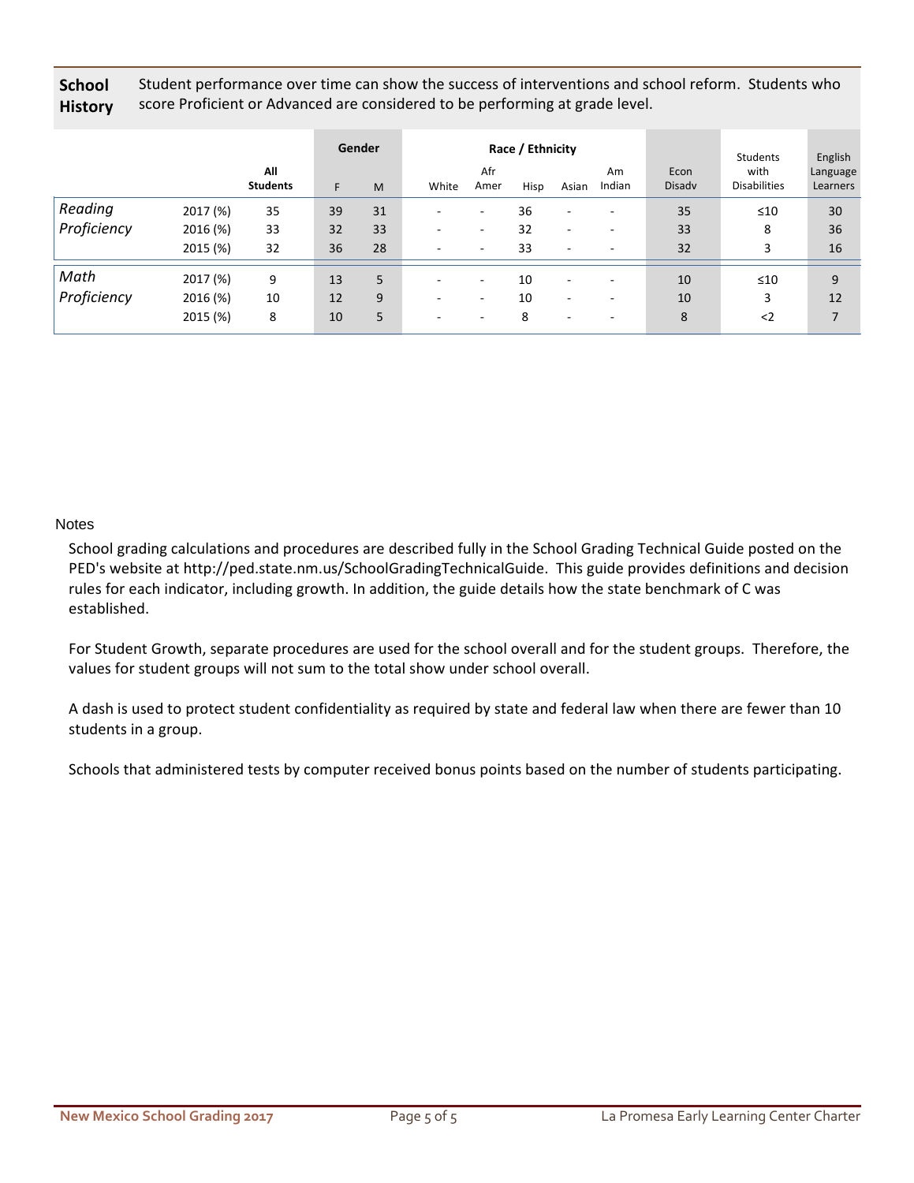**School History** Student performance over time can show the success of interventions and school reform. Students who score Proficient or Advanced are considered to be performing at grade level.

| | | All Students | Gender | | Race / Ethnicity | | | | | Econ Disadv | Students with Disabilities | English Language Learners |
|---|---|---|---|---|---|---|---|---|---|---|---|---|
| | | | F | M | White | Afr Amer | Hisp | Asian | Am Indian | | | |
| *Reading Proficiency* | 2017 (%) | 35 | 39 | 31 | - | - | 36 | - | - | 35 | ≤10 | 30 |
| | 2016 (%) | 33 | 32 | 33 | - | - | 32 | - | - | 33 | 8 | 36 |
| | 2015 (%) | 32 | 36 | 28 | - | - | 33 | - | - | 32 | 3 | 16 |
| *Math Proficiency* | 2017 (%) | 9 | 13 | 5 | - | - | 10 | - | - | 10 | ≤10 | 9 |
| | 2016 (%) | 10 | 12 | 9 | - | - | 10 | - | - | 10 | 3 | 12 |
| | 2015 (%) | 8 | 10 | 5 | - | - | 8 | - | - | 8 | <2 | 7 |

Notes

School grading calculations and procedures are described fully in the School Grading Technical Guide posted on the PED's website at http://ped.state.nm.us/SchoolGradingTechnicalGuide. This guide provides definitions and decision rules for each indicator, including growth. In addition, the guide details how the state benchmark of C was established.

For Student Growth, separate procedures are used for the school overall and for the student groups. Therefore, the values for student groups will not sum to the total show under school overall.

A dash is used to protect student confidentiality as required by state and federal law when there are fewer than 10 students in a group.

Schools that administered tests by computer received bonus points based on the number of students participating.